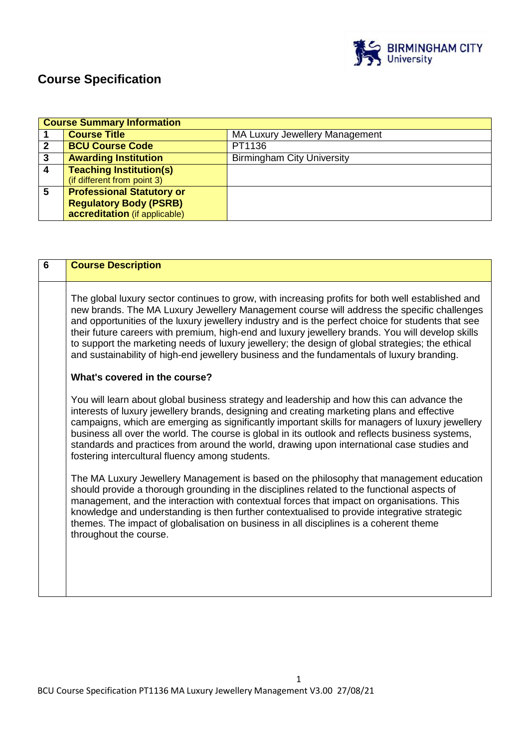# Course Specification

| Course Summary Information | | |
|---|---|---|
| **1** | **Course Title** | MA Luxury Jewellery Management |
| **2** | **BCU Course Code** | PT1136 |
| **3** | **Awarding Institution** | Birmingham City University |
| **4** | **Teaching Institution(s)** (if different from point 3) | |
| **5** | **Professional Statutory or Regulatory Body (PSRB) accreditation** (if applicable) | |

| 6 | Course Description |
|---|---|
| | The global luxury sector continues to grow, with increasing profits for both well established and new brands. The MA Luxury Jewellery Management course will address the specific challenges and opportunities of the luxury jewellery industry and is the perfect choice for students that see their future careers with premium, high-end and luxury jewellery brands. You will develop skills to support the marketing needs of luxury jewellery; the design of global strategies; the ethical and sustainability of high-end jewellery business and the fundamentals of luxury branding.<br><br>**What's covered in the course?**<br><br>You will learn about global business strategy and leadership and how this can advance the interests of luxury jewellery brands, designing and creating marketing plans and effective campaigns, which are emerging as significantly important skills for managers of luxury jewellery business all over the world. The course is global in its outlook and reflects business systems, standards and practices from around the world, drawing upon international case studies and fostering intercultural fluency among students.<br><br>The MA Luxury Jewellery Management is based on the philosophy that management education should provide a thorough grounding in the disciplines related to the functional aspects of management, and the interaction with contextual forces that impact on organisations. This knowledge and understanding is then further contextualised to provide integrative strategic themes. The impact of globalisation on business in all disciplines is a coherent theme throughout the course. |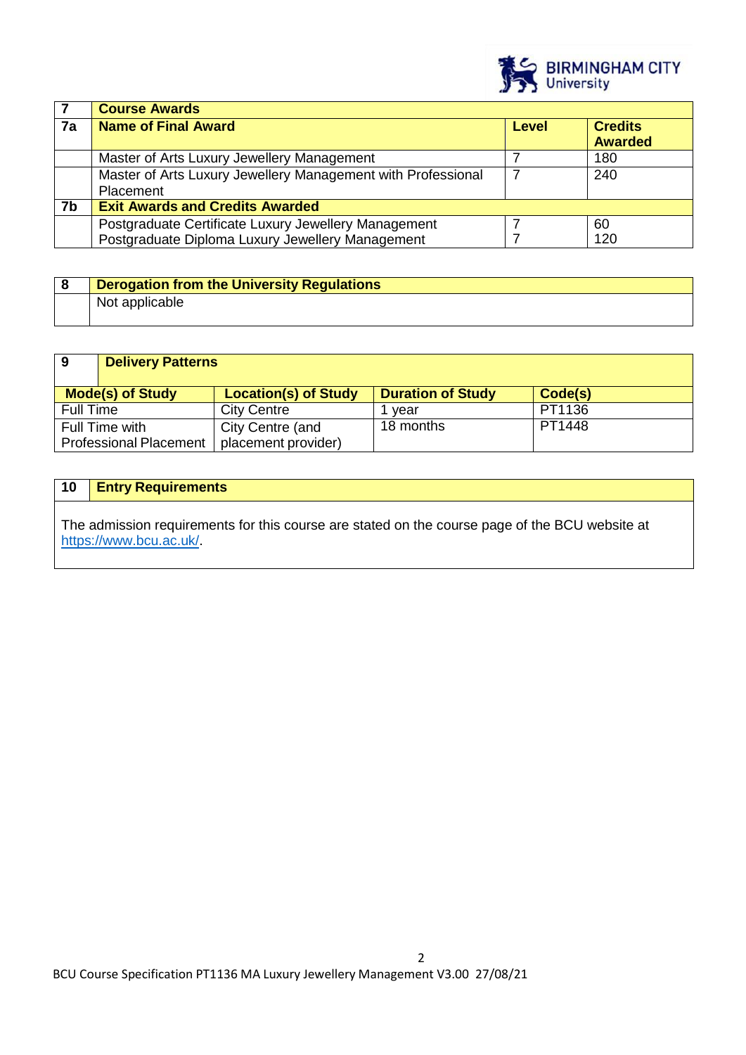| 7 | Course Awards | | |
|---|---|---|---|
| 7a | Name of Final Award | Level | Credits Awarded |
| | Master of Arts Luxury Jewellery Management | 7 | 180 |
| | Master of Arts Luxury Jewellery Management with Professional Placement | 7 | 240 |
| 7b | Exit Awards and Credits Awarded | | |
| | Postgraduate Certificate Luxury Jewellery Management | 7 | 60 |
| | Postgraduate Diploma Luxury Jewellery Management | 7 | 120 |

| 8 | Derogation from the University Regulations |
|---|---|
| | Not applicable |

| 9 | Delivery Patterns | | |
|---|---|---|---|
| Mode(s) of Study | Location(s) of Study | Duration of Study | Code(s) |
| Full Time | City Centre | 1 year | PT1136 |
| Full Time with Professional Placement | City Centre (and placement provider) | 18 months | PT1448 |

| 10 | Entry Requirements |
|---|---|

The admission requirements for this course are stated on the course page of the BCU website at https://www.bcu.ac.uk/.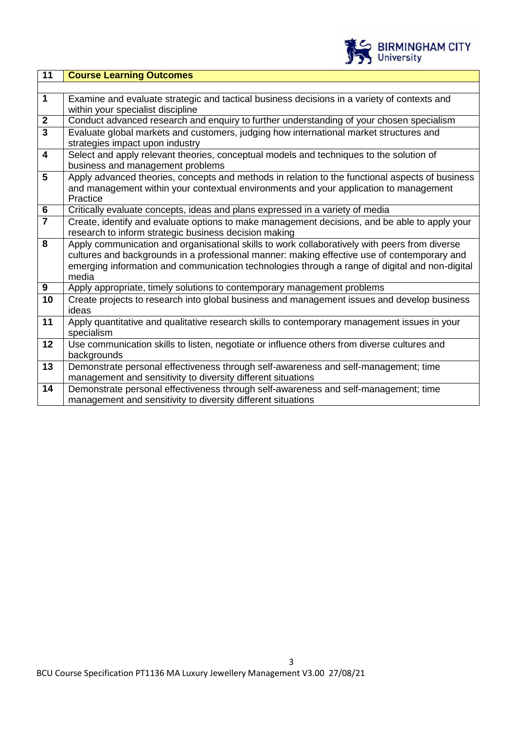| 11 | Course Learning Outcomes |
|---|---|
| | |
| 1 | Examine and evaluate strategic and tactical business decisions in a variety of contexts and within your specialist discipline |
| 2 | Conduct advanced research and enquiry to further understanding of your chosen specialism |
| 3 | Evaluate global markets and customers, judging how international market structures and strategies impact upon industry |
| 4 | Select and apply relevant theories, conceptual models and techniques to the solution of business and management problems |
| 5 | Apply advanced theories, concepts and methods in relation to the functional aspects of business and management within your contextual environments and your application to management Practice |
| 6 | Critically evaluate concepts, ideas and plans expressed in a variety of media |
| 7 | Create, identify and evaluate options to make management decisions, and be able to apply your research to inform strategic business decision making |
| 8 | Apply communication and organisational skills to work collaboratively with peers from diverse cultures and backgrounds in a professional manner: making effective use of contemporary and emerging information and communication technologies through a range of digital and non-digital media |
| 9 | Apply appropriate, timely solutions to contemporary management problems |
| 10 | Create projects to research into global business and management issues and develop business ideas |
| 11 | Apply quantitative and qualitative research skills to contemporary management issues in your specialism |
| 12 | Use communication skills to listen, negotiate or influence others from diverse cultures and backgrounds |
| 13 | Demonstrate personal effectiveness through self-awareness and self-management; time management and sensitivity to diversity different situations |
| 14 | Demonstrate personal effectiveness through self-awareness and self-management; time management and sensitivity to diversity different situations |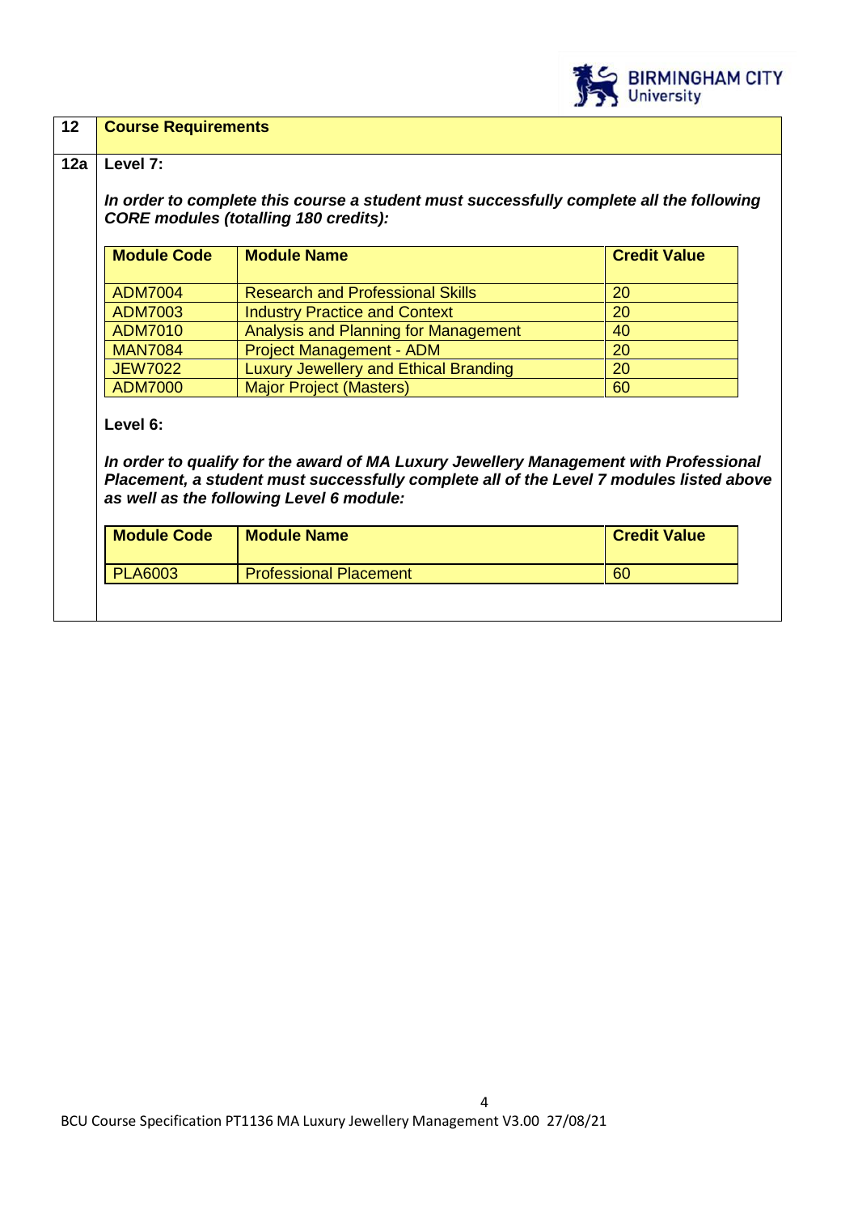## 12 Course Requirements

### 12a Level 7:

***In order to complete this course a student must successfully complete all the following CORE modules (totalling 180 credits):***

| Module Code | Module Name | Credit Value |
|---|---|---|
| ADM7004 | Research and Professional Skills | 20 |
| ADM7003 | Industry Practice and Context | 20 |
| ADM7010 | Analysis and Planning for Management | 40 |
| MAN7084 | Project Management - ADM | 20 |
| JEW7022 | Luxury Jewellery and Ethical Branding | 20 |
| ADM7000 | Major Project (Masters) | 60 |

**Level 6:**

***In order to qualify for the award of MA Luxury Jewellery Management with Professional Placement, a student must successfully complete all of the Level 7 modules listed above as well as the following Level 6 module:***

| Module Code | Module Name | Credit Value |
|---|---|---|
| PLA6003 | Professional Placement | 60 |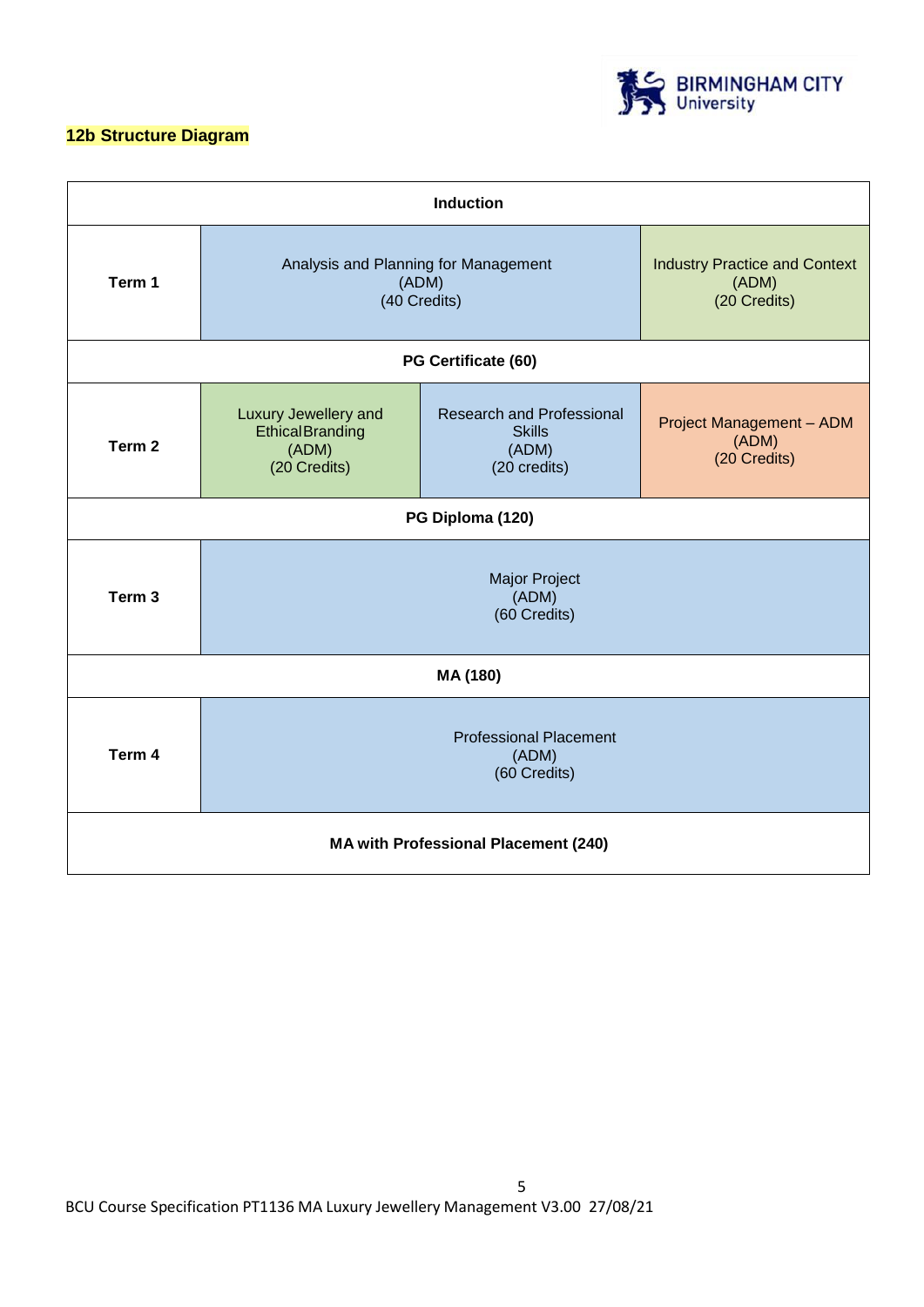## 12b Structure Diagram

| Induction | | | |
|---|---|---|---|
| **Term 1** | Analysis and Planning for Management (ADM) (40 Credits) | | Industry Practice and Context (ADM) (20 Credits) |
| **PG Certificate (60)** | | | |
| **Term 2** | Luxury Jewellery and Ethical Branding (ADM) (20 Credits) | Research and Professional Skills (ADM) (20 credits) | Project Management – ADM (ADM) (20 Credits) |
| **PG Diploma (120)** | | | |
| **Term 3** | Major Project (ADM) (60 Credits) | | |
| **MA (180)** | | | |
| **Term 4** | Professional Placement (ADM) (60 Credits) | | |
| **MA with Professional Placement (240)** | | | |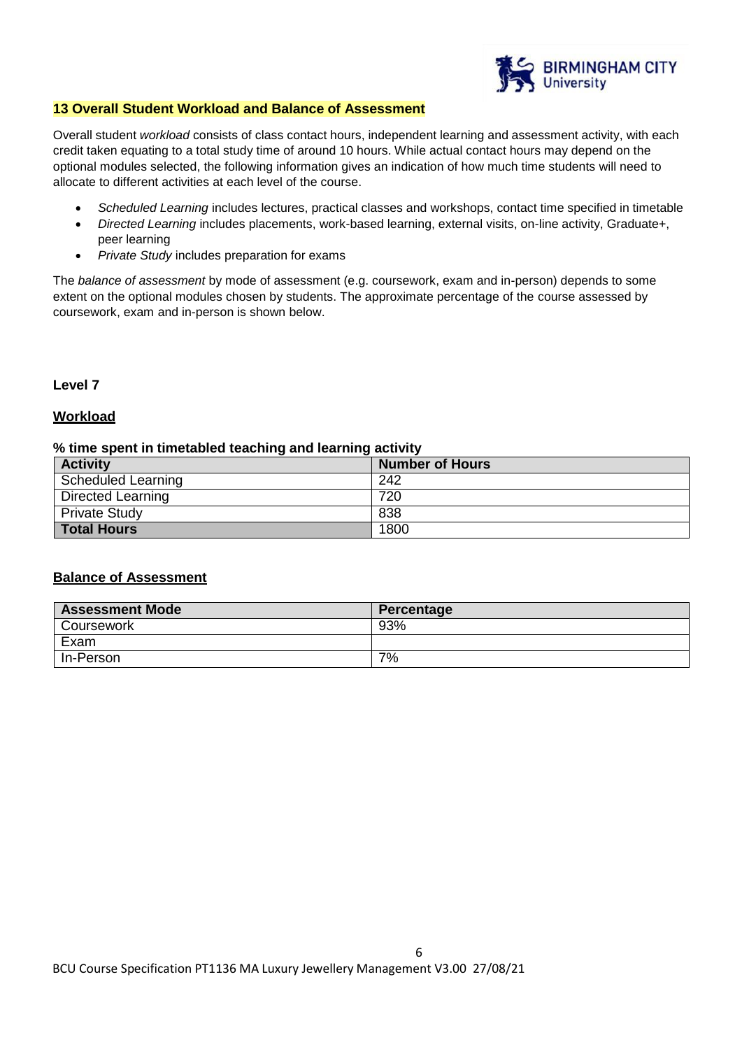## 13 Overall Student Workload and Balance of Assessment

Overall student *workload* consists of class contact hours, independent learning and assessment activity, with each credit taken equating to a total study time of around 10 hours. While actual contact hours may depend on the optional modules selected, the following information gives an indication of how much time students will need to allocate to different activities at each level of the course.

- *Scheduled Learning* includes lectures, practical classes and workshops, contact time specified in timetable
- *Directed Learning* includes placements, work-based learning, external visits, on-line activity, Graduate+, peer learning
- *Private Study* includes preparation for exams

The *balance of assessment* by mode of assessment (e.g. coursework, exam and in-person) depends to some extent on the optional modules chosen by students. The approximate percentage of the course assessed by coursework, exam and in-person is shown below.

**Level 7**

**Workload**

**% time spent in timetabled teaching and learning activity**

| Activity | Number of Hours |
|---|---|
| Scheduled Learning | 242 |
| Directed Learning | 720 |
| Private Study | 838 |
| **Total Hours** | 1800 |

**Balance of Assessment**

| Assessment Mode | Percentage |
|---|---|
| Coursework | 93% |
| Exam | |
| In-Person | 7% |